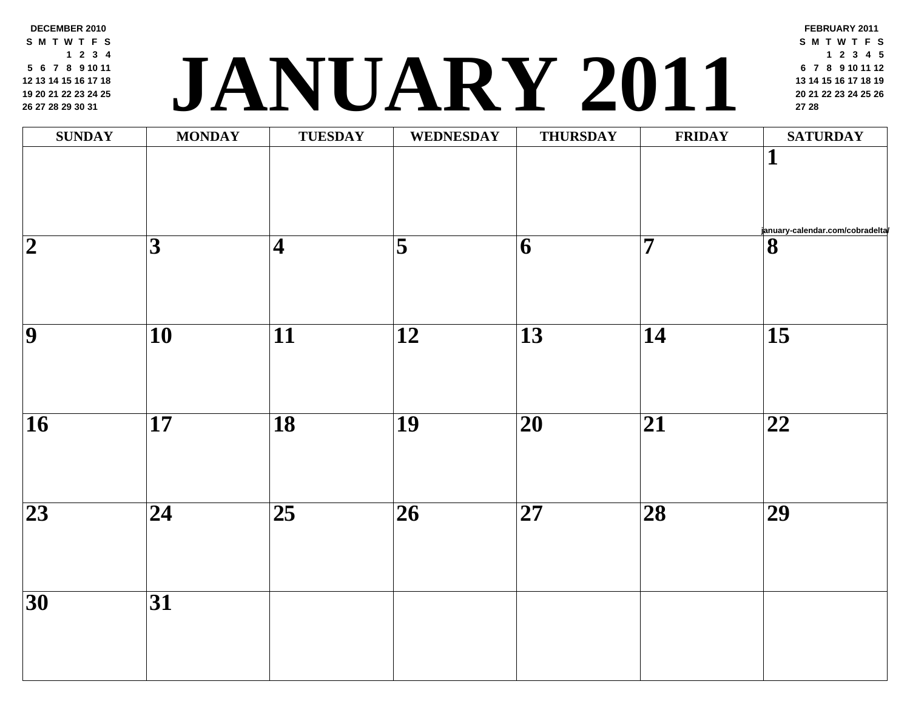DECEMBER 2010

| S | M | T | W | T | F | S |
|---|---|---|---|---|---|---|
| | | | 1 | 2 | 3 | 4 |
| 5 | 6 | 7 | 8 | 9 | 10 | 11 |
| 12 | 13 | 14 | 15 | 16 | 17 | 18 |
| 19 | 20 | 21 | 22 | 23 | 24 | 25 |
| 26 | 27 | 28 | 29 | 30 | 31 | |

# JANUARY 2011

FEBRUARY 2011

| S | M | T | W | T | F | S |
|---|---|---|---|---|---|---|
| | | 1 | 2 | 3 | 4 | 5 |
| 6 | 7 | 8 | 9 | 10 | 11 | 12 |
| 13 | 14 | 15 | 16 | 17 | 18 | 19 |
| 20 | 21 | 22 | 23 | 24 | 25 | 26 |
| 27 | 28 | | | | | |

| SUNDAY | MONDAY | TUESDAY | WEDNESDAY | THURSDAY | FRIDAY | SATURDAY |
|---|---|---|---|---|---|---|
| | | | | | | 1 |
| 2 | 3 | 4 | 5 | 6 | 7 | 8 |
| 9 | 10 | 11 | 12 | 13 | 14 | 15 |
| 16 | 17 | 18 | 19 | 20 | 21 | 22 |
| 23 | 24 | 25 | 26 | 27 | 28 | 29 |
| 30 | 31 | | | | | |

january-calendar.com/cobradelta/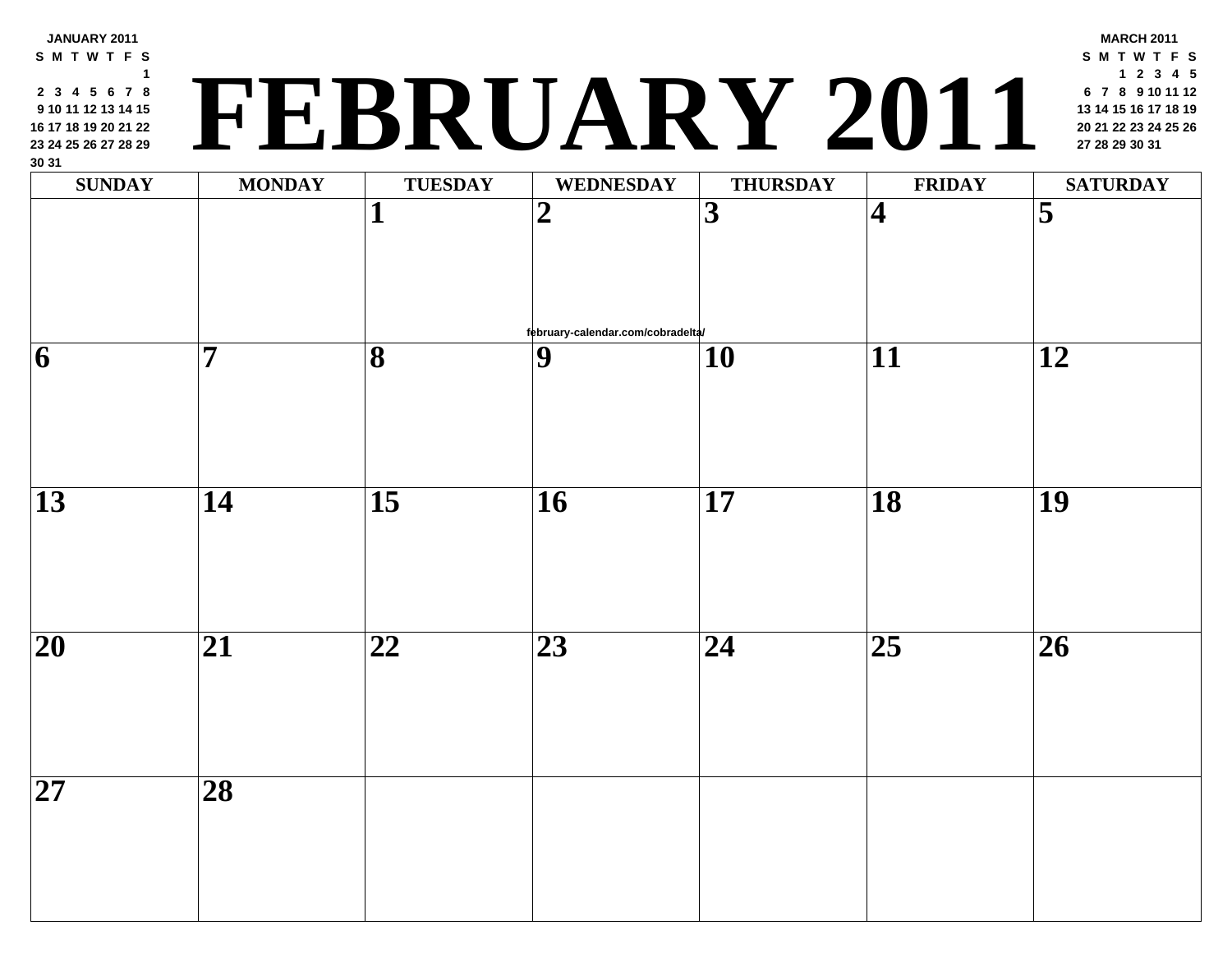# FEBRUARY 2011

**JANUARY 2011**

| S | M | T | W | T | F | S |
|---|---|---|---|---|---|---|
| | | | | | | 1 |
| 2 | 3 | 4 | 5 | 6 | 7 | 8 |
| 9 | 10 | 11 | 12 | 13 | 14 | 15 |
| 16 | 17 | 18 | 19 | 20 | 21 | 22 |
| 23 | 24 | 25 | 26 | 27 | 28 | 29 |
| 30 | 31 | | | | | |

**MARCH 2011**

| S | M | T | W | T | F | S |
|---|---|---|---|---|---|---|
| | | 1 | 2 | 3 | 4 | 5 |
| 6 | 7 | 8 | 9 | 10 | 11 | 12 |
| 13 | 14 | 15 | 16 | 17 | 18 | 19 |
| 20 | 21 | 22 | 23 | 24 | 25 | 26 |
| 27 | 28 | 29 | 30 | 31 | | |

| SUNDAY | MONDAY | TUESDAY | WEDNESDAY | THURSDAY | FRIDAY | SATURDAY |
|---|---|---|---|---|---|---|
| | | 1 | 2 | 3 | 4 | 5 |
| 6 | 7 | 8 | 9 | 10 | 11 | 12 |
| 13 | 14 | 15 | 16 | 17 | 18 | 19 |
| 20 | 21 | 22 | 23 | 24 | 25 | 26 |
| 27 | 28 | | | | | |

february-calendar.com/cobradelta/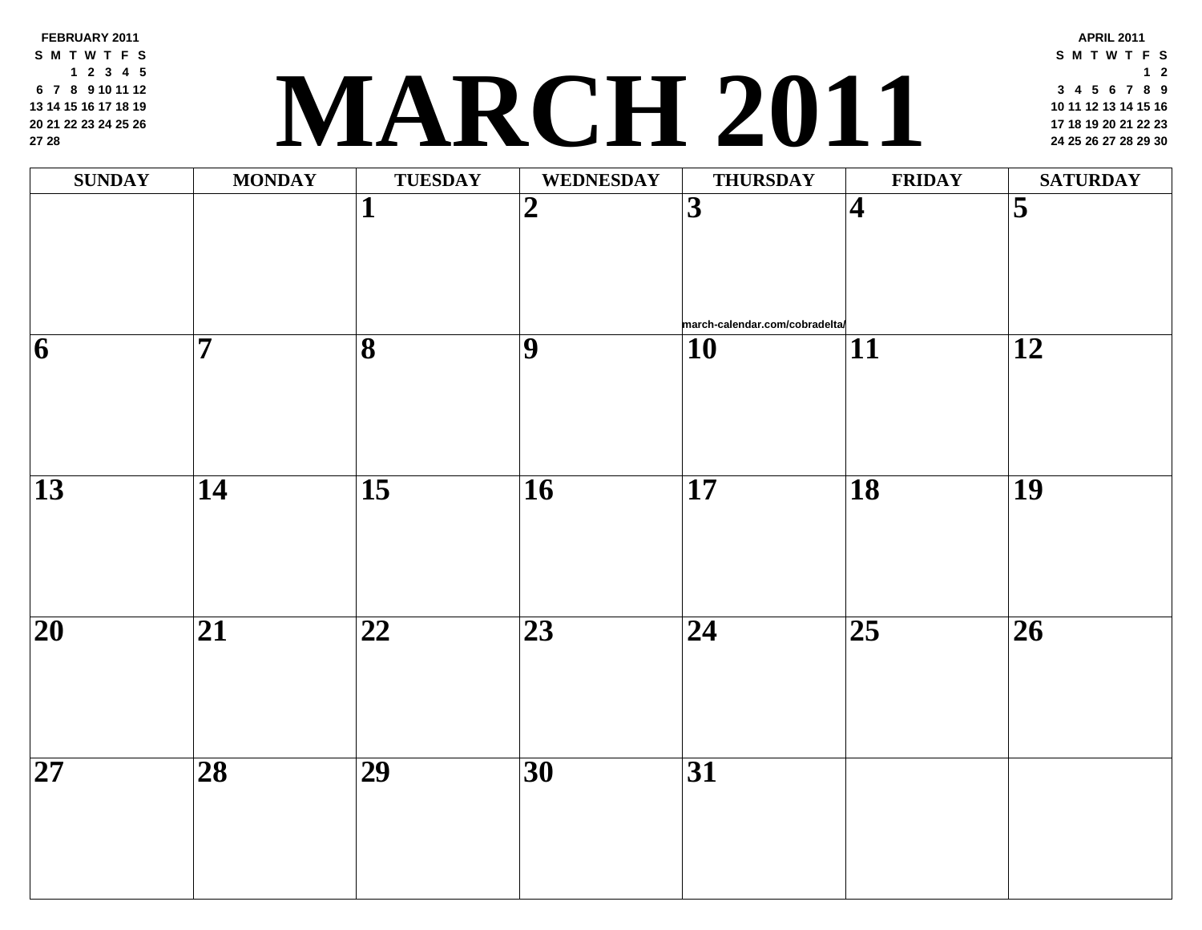# MARCH 2011

**FEBRUARY 2011**

| S | M | T | W | T | F | S |
|---|---|---|---|---|---|---|
| | | 1 | 2 | 3 | 4 | 5 |
| 6 | 7 | 8 | 9 | 10 | 11 | 12 |
| 13 | 14 | 15 | 16 | 17 | 18 | 19 |
| 20 | 21 | 22 | 23 | 24 | 25 | 26 |
| 27 | 28 | | | | | |

**APRIL 2011**

| S | M | T | W | T | F | S |
|---|---|---|---|---|---|---|
| | | | | | 1 | 2 |
| 3 | 4 | 5 | 6 | 7 | 8 | 9 |
| 10 | 11 | 12 | 13 | 14 | 15 | 16 |
| 17 | 18 | 19 | 20 | 21 | 22 | 23 |
| 24 | 25 | 26 | 27 | 28 | 29 | 30 |

| SUNDAY | MONDAY | TUESDAY | WEDNESDAY | THURSDAY | FRIDAY | SATURDAY |
|---|---|---|---|---|---|---|
| | | 1 | 2 | 3 march-calendar.com/cobradelta/ | 4 | 5 |
| 6 | 7 | 8 | 9 | 10 | 11 | 12 |
| 13 | 14 | 15 | 16 | 17 | 18 | 19 |
| 20 | 21 | 22 | 23 | 24 | 25 | 26 |
| 27 | 28 | 29 | 30 | 31 | | |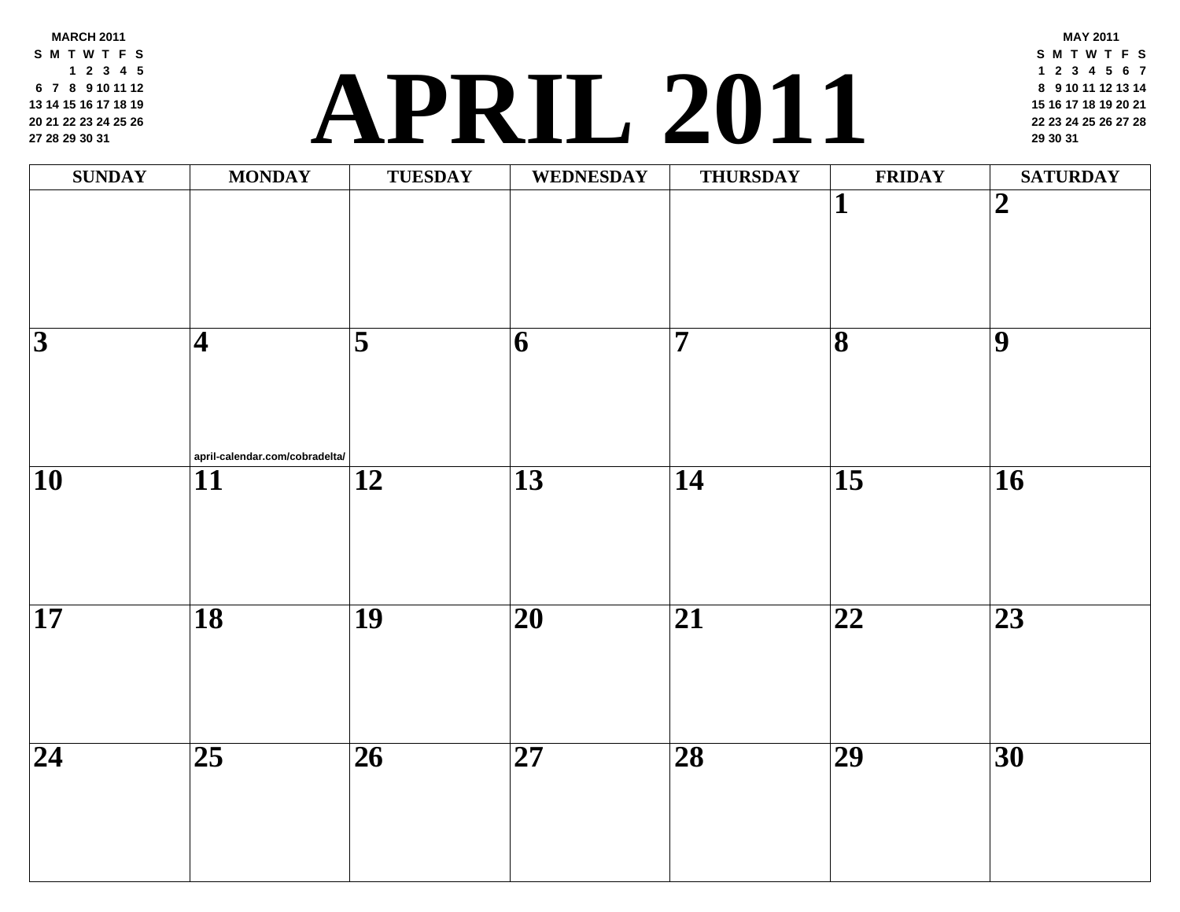MARCH 2011

| S | M | T | W | T | F | S |
|---|---|---|---|---|---|---|
| | | 1 | 2 | 3 | 4 | 5 |
| 6 | 7 | 8 | 9 | 10 | 11 | 12 |
| 13 | 14 | 15 | 16 | 17 | 18 | 19 |
| 20 | 21 | 22 | 23 | 24 | 25 | 26 |
| 27 | 28 | 29 | 30 | 31 | | |

# APRIL 2011

MAY 2011

| S | M | T | W | T | F | S |
|---|---|---|---|---|---|---|
| 1 | 2 | 3 | 4 | 5 | 6 | 7 |
| 8 | 9 | 10 | 11 | 12 | 13 | 14 |
| 15 | 16 | 17 | 18 | 19 | 20 | 21 |
| 22 | 23 | 24 | 25 | 26 | 27 | 28 |
| 29 | 30 | 31 | | | | |

| SUNDAY | MONDAY | TUESDAY | WEDNESDAY | THURSDAY | FRIDAY | SATURDAY |
|---|---|---|---|---|---|---|
| | | | | | 1 | 2 |
| 3 | 4 april-calendar.com/cobradelta/ | 5 | 6 | 7 | 8 | 9 |
| 10 | 11 | 12 | 13 | 14 | 15 | 16 |
| 17 | 18 | 19 | 20 | 21 | 22 | 23 |
| 24 | 25 | 26 | 27 | 28 | 29 | 30 |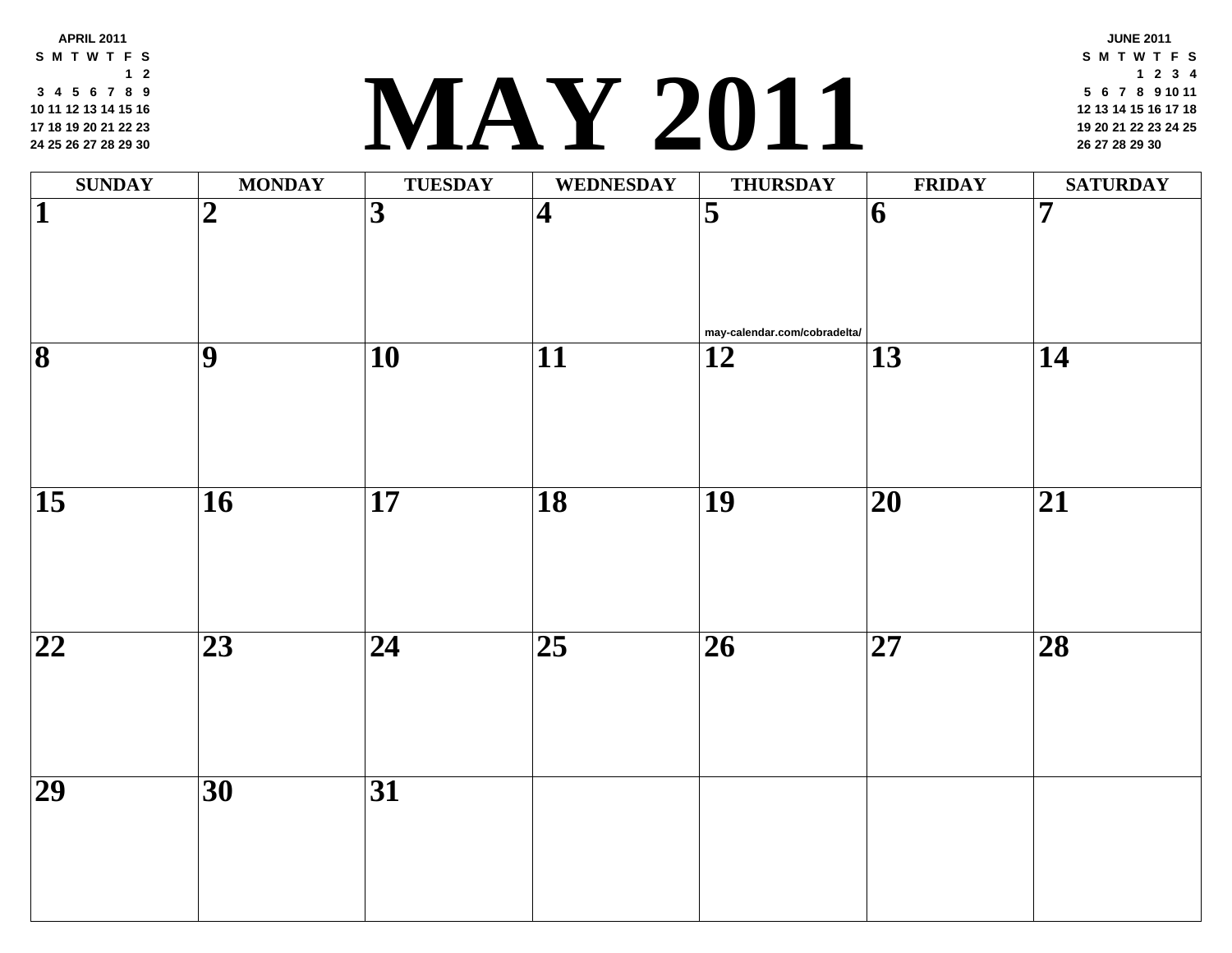# MAY 2011

**APRIL 2011**

| S | M | T | W | T | F | S |
|---|---|---|---|---|---|---|
| | | | | | 1 | 2 |
| 3 | 4 | 5 | 6 | 7 | 8 | 9 |
| 10 | 11 | 12 | 13 | 14 | 15 | 16 |
| 17 | 18 | 19 | 20 | 21 | 22 | 23 |
| 24 | 25 | 26 | 27 | 28 | 29 | 30 |

**JUNE 2011**

| S | M | T | W | T | F | S |
|---|---|---|---|---|---|---|
| | | | 1 | 2 | 3 | 4 |
| 5 | 6 | 7 | 8 | 9 | 10 | 11 |
| 12 | 13 | 14 | 15 | 16 | 17 | 18 |
| 19 | 20 | 21 | 22 | 23 | 24 | 25 |
| 26 | 27 | 28 | 29 | 30 | | |

| SUNDAY | MONDAY | TUESDAY | WEDNESDAY | THURSDAY | FRIDAY | SATURDAY |
|---|---|---|---|---|---|---|
| 1 | 2 | 3 | 4 | 5 may-calendar.com/cobradelta/ | 6 | 7 |
| 8 | 9 | 10 | 11 | 12 | 13 | 14 |
| 15 | 16 | 17 | 18 | 19 | 20 | 21 |
| 22 | 23 | 24 | 25 | 26 | 27 | 28 |
| 29 | 30 | 31 | | | | |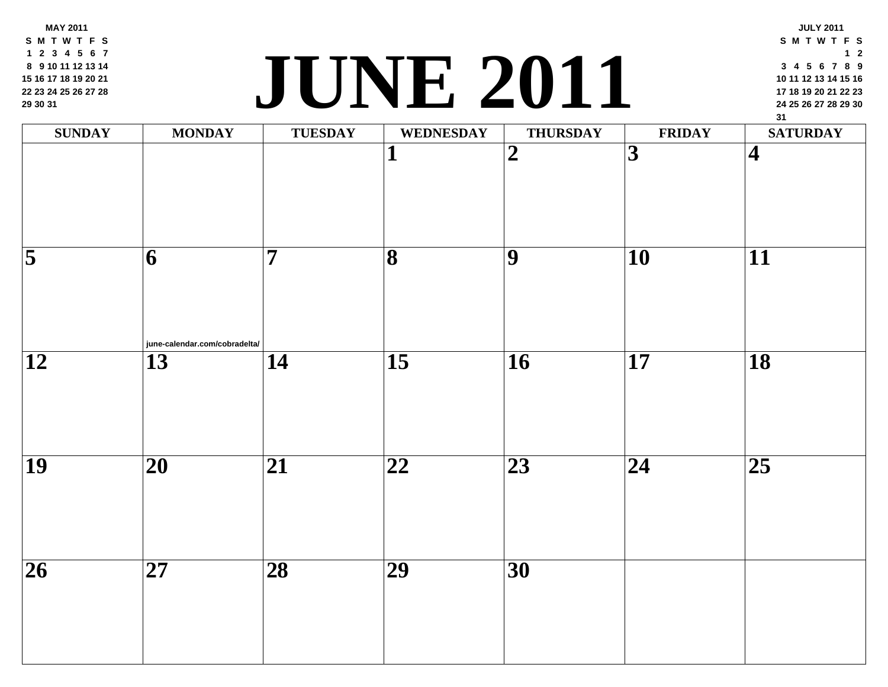**MAY 2011**

| S | M | T | W | T | F | S |
|---|---|---|---|---|---|---|
| 1 | 2 | 3 | 4 | 5 | 6 | 7 |
| 8 | 9 | 10 | 11 | 12 | 13 | 14 |
| 15 | 16 | 17 | 18 | 19 | 20 | 21 |
| 22 | 23 | 24 | 25 | 26 | 27 | 28 |
| 29 | 30 | 31 | | | | |

# JUNE 2011

**JULY 2011**

| S | M | T | W | T | F | S |
|---|---|---|---|---|---|---|
| | | | | | 1 | 2 |
| 3 | 4 | 5 | 6 | 7 | 8 | 9 |
| 10 | 11 | 12 | 13 | 14 | 15 | 16 |
| 17 | 18 | 19 | 20 | 21 | 22 | 23 |
| 24 | 25 | 26 | 27 | 28 | 29 | 30 |
| 31 | | | | | | |

| SUNDAY | MONDAY | TUESDAY | WEDNESDAY | THURSDAY | FRIDAY | SATURDAY |
|---|---|---|---|---|---|---|
| | | | 1 | 2 | 3 | 4 |
| 5 | 6 june-calendar.com/cobradelta/ | 7 | 8 | 9 | 10 | 11 |
| 12 | 13 | 14 | 15 | 16 | 17 | 18 |
| 19 | 20 | 21 | 22 | 23 | 24 | 25 |
| 26 | 27 | 28 | 29 | 30 | | |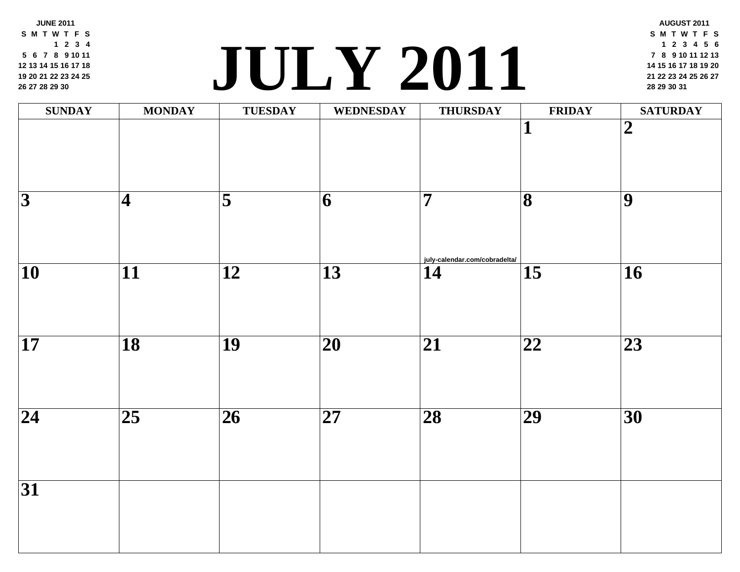**JUNE 2011**

| S | M | T | W | T | F | S |
|---|---|---|---|---|---|---|
| | | | 1 | 2 | 3 | 4 |
| 5 | 6 | 7 | 8 | 9 | 10 | 11 |
| 12 | 13 | 14 | 15 | 16 | 17 | 18 |
| 19 | 20 | 21 | 22 | 23 | 24 | 25 |
| 26 | 27 | 28 | 29 | 30 | | |

# JULY 2011

**AUGUST 2011**

| S | M | T | W | T | F | S |
|---|---|---|---|---|---|---|
| | 1 | 2 | 3 | 4 | 5 | 6 |
| 7 | 8 | 9 | 10 | 11 | 12 | 13 |
| 14 | 15 | 16 | 17 | 18 | 19 | 20 |
| 21 | 22 | 23 | 24 | 25 | 26 | 27 |
| 28 | 29 | 30 | 31 | | | |

| SUNDAY | MONDAY | TUESDAY | WEDNESDAY | THURSDAY | FRIDAY | SATURDAY |
|---|---|---|---|---|---|---|
| | | | | | 1 | 2 |
| 3 | 4 | 5 | 6 | 7 july-calendar.com/cobradelta/ | 8 | 9 |
| 10 | 11 | 12 | 13 | 14 | 15 | 16 |
| 17 | 18 | 19 | 20 | 21 | 22 | 23 |
| 24 | 25 | 26 | 27 | 28 | 29 | 30 |
| 31 | | | | | | |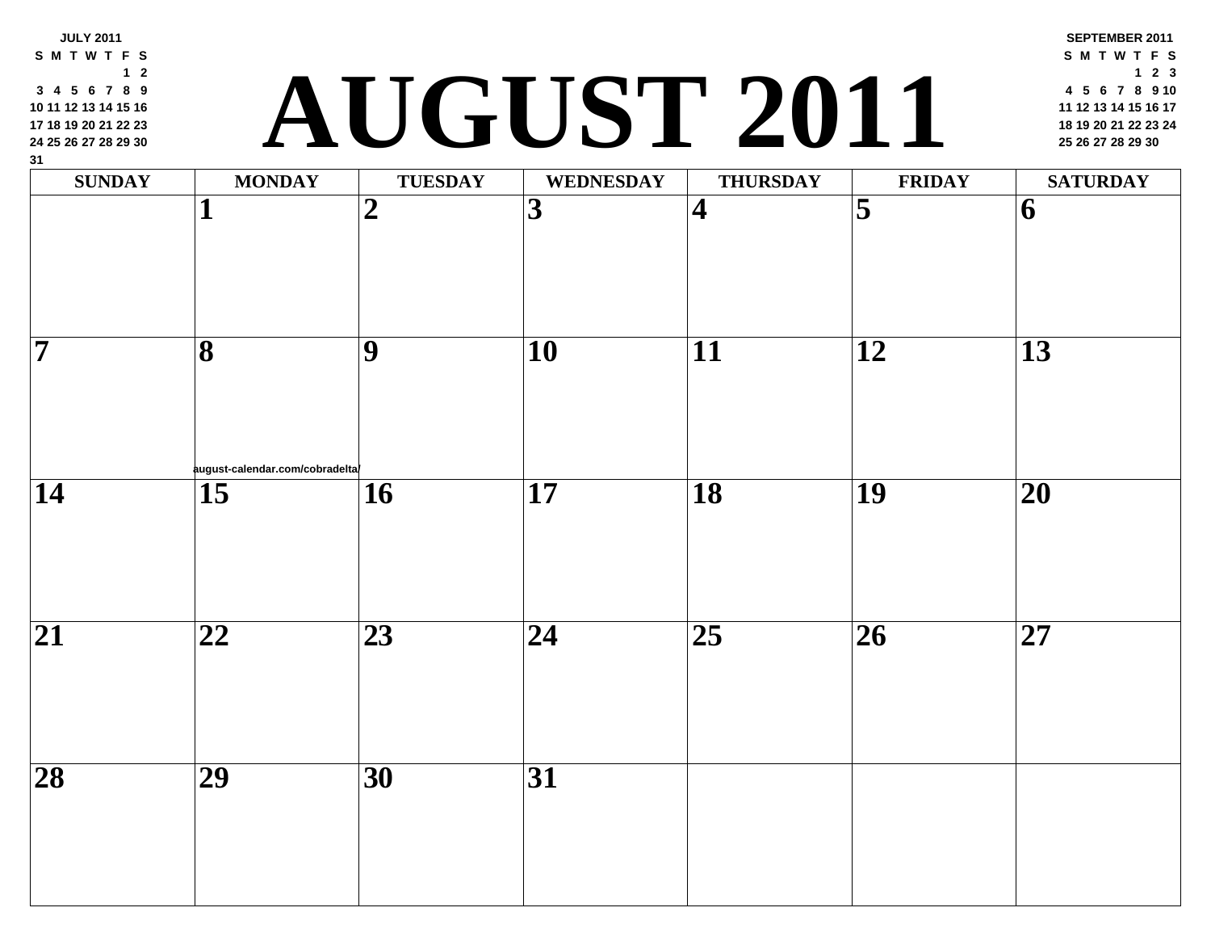# AUGUST 2011

**JULY 2011**

| S | M | T | W | T | F | S |
|---|---|---|---|---|---|---|
| | | | | | 1 | 2 |
| 3 | 4 | 5 | 6 | 7 | 8 | 9 |
| 10 | 11 | 12 | 13 | 14 | 15 | 16 |
| 17 | 18 | 19 | 20 | 21 | 22 | 23 |
| 24 | 25 | 26 | 27 | 28 | 29 | 30 |
| 31 | | | | | | |

**SEPTEMBER 2011**

| S | M | T | W | T | F | S |
|---|---|---|---|---|---|---|
| | | | | 1 | 2 | 3 |
| 4 | 5 | 6 | 7 | 8 | 9 | 10 |
| 11 | 12 | 13 | 14 | 15 | 16 | 17 |
| 18 | 19 | 20 | 21 | 22 | 23 | 24 |
| 25 | 26 | 27 | 28 | 29 | 30 | |

| SUNDAY | MONDAY | TUESDAY | WEDNESDAY | THURSDAY | FRIDAY | SATURDAY |
|---|---|---|---|---|---|---|
| | 1 | 2 | 3 | 4 | 5 | 6 |
| 7 | 8 | 9 | 10 | 11 | 12 | 13 |
| 14 | 15 | 16 | 17 | 18 | 19 | 20 |
| 21 | 22 | 23 | 24 | 25 | 26 | 27 |
| 28 | 29 | 30 | 31 | | | |

august-calendar.com/cobradelta/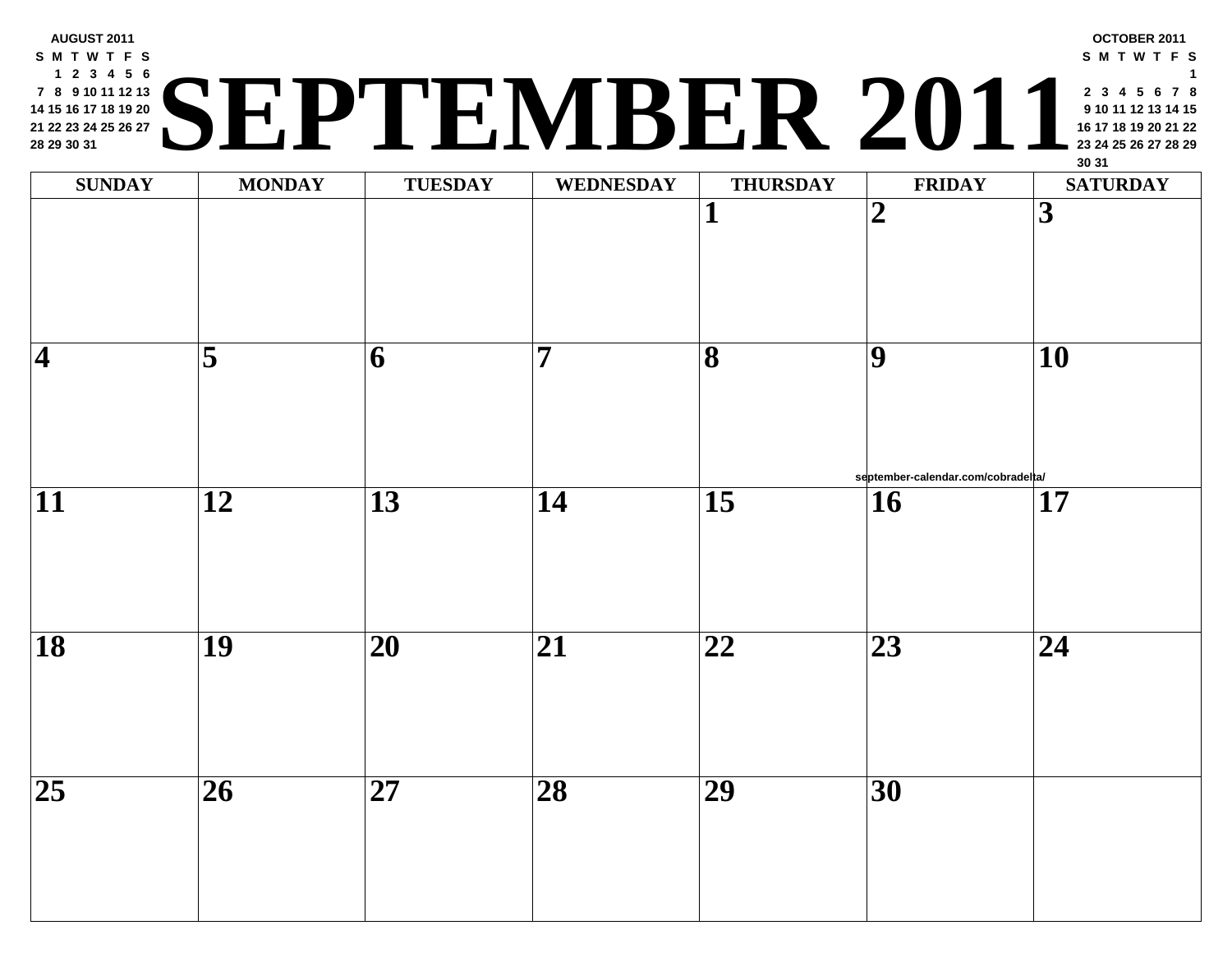**AUGUST 2011**

| S | M | T | W | T | F | S |
|---|---|---|---|---|---|---|
| | 1 | 2 | 3 | 4 | 5 | 6 |
| 7 | 8 | 9 | 10 | 11 | 12 | 13 |
| 14 | 15 | 16 | 17 | 18 | 19 | 20 |
| 21 | 22 | 23 | 24 | 25 | 26 | 27 |
| 28 | 29 | 30 | 31 | | | |

# SEPTEMBER 2011

**OCTOBER 2011**

| S | M | T | W | T | F | S |
|---|---|---|---|---|---|---|
| | | | | | | 1 |
| 2 | 3 | 4 | 5 | 6 | 7 | 8 |
| 9 | 10 | 11 | 12 | 13 | 14 | 15 |
| 16 | 17 | 18 | 19 | 20 | 21 | 22 |
| 23 | 24 | 25 | 26 | 27 | 28 | 29 |
| 30 | 31 | | | | | |

| SUNDAY | MONDAY | TUESDAY | WEDNESDAY | THURSDAY | FRIDAY | SATURDAY |
|---|---|---|---|---|---|---|
| | | | | 1 | 2 | 3 |
| 4 | 5 | 6 | 7 | 8 | 9 | 10 |
| 11 | 12 | 13 | 14 | 15 | 16 | 17 |
| 18 | 19 | 20 | 21 | 22 | 23 | 24 |
| 25 | 26 | 27 | 28 | 29 | 30 | |

september-calendar.com/cobradelta/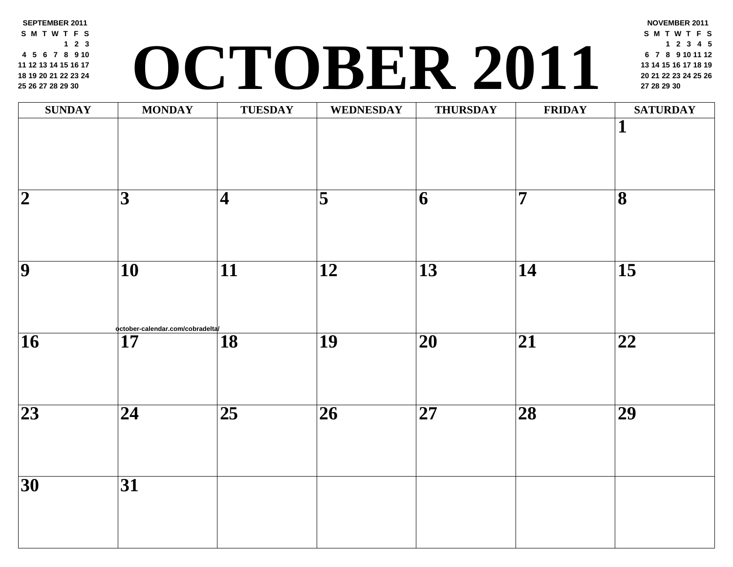# OCTOBER 2011

**SEPTEMBER 2011**

| S | M | T | W | T | F | S |
|---|---|---|---|---|---|---|
| | | | | 1 | 2 | 3 |
| 4 | 5 | 6 | 7 | 8 | 9 | 10 |
| 11 | 12 | 13 | 14 | 15 | 16 | 17 |
| 18 | 19 | 20 | 21 | 22 | 23 | 24 |
| 25 | 26 | 27 | 28 | 29 | 30 | |

**NOVEMBER 2011**

| S | M | T | W | T | F | S |
|---|---|---|---|---|---|---|
| | | 1 | 2 | 3 | 4 | 5 |
| 6 | 7 | 8 | 9 | 10 | 11 | 12 |
| 13 | 14 | 15 | 16 | 17 | 18 | 19 |
| 20 | 21 | 22 | 23 | 24 | 25 | 26 |
| 27 | 28 | 29 | 30 | | | |

| SUNDAY | MONDAY | TUESDAY | WEDNESDAY | THURSDAY | FRIDAY | SATURDAY |
|---|---|---|---|---|---|---|
| | | | | | | 1 |
| 2 | 3 | 4 | 5 | 6 | 7 | 8 |
| 9 | 10 | 11 | 12 | 13 | 14 | 15 |
| 16 | 17 | 18 | 19 | 20 | 21 | 22 |
| 23 | 24 | 25 | 26 | 27 | 28 | 29 |
| 30 | 31 | | | | | |

october-calendar.com/cobradelta/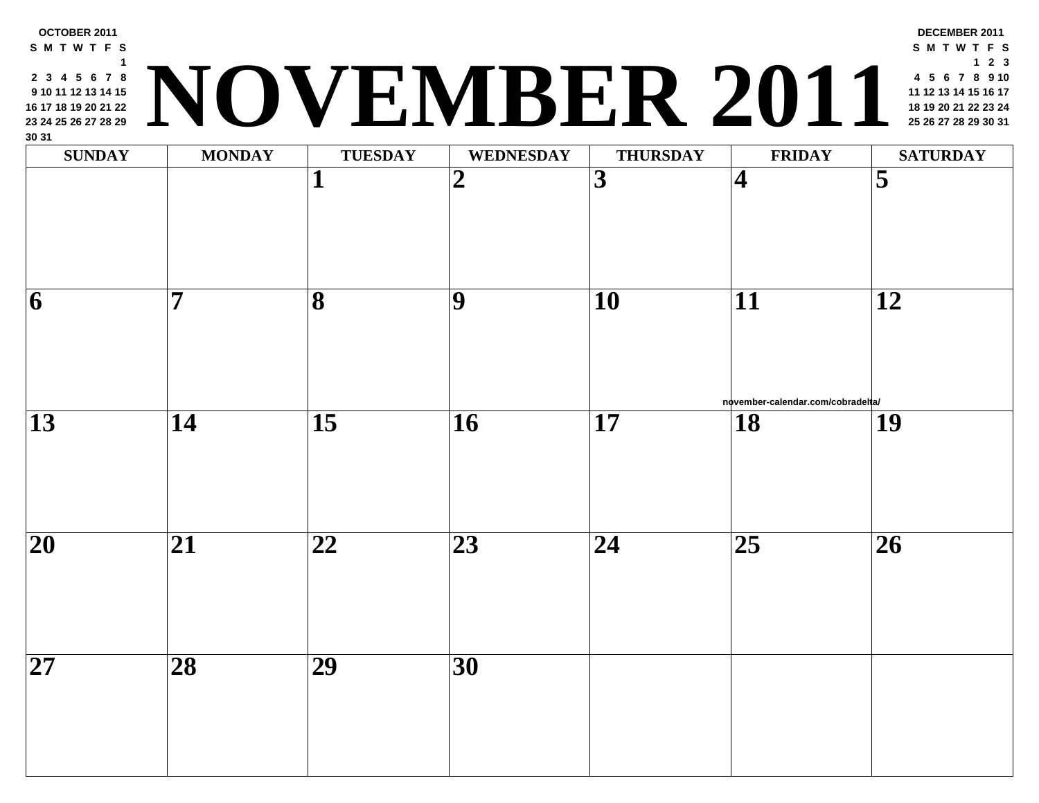# NOVEMBER 2011

**OCTOBER 2011**

| S | M | T | W | T | F | S |
|---|---|---|---|---|---|---|
| | | | | | | 1 |
| 2 | 3 | 4 | 5 | 6 | 7 | 8 |
| 9 | 10 | 11 | 12 | 13 | 14 | 15 |
| 16 | 17 | 18 | 19 | 20 | 21 | 22 |
| 23 | 24 | 25 | 26 | 27 | 28 | 29 |
| 30 | 31 | | | | | |

**DECEMBER 2011**

| S | M | T | W | T | F | S |
|---|---|---|---|---|---|---|
| | | | | 1 | 2 | 3 |
| 4 | 5 | 6 | 7 | 8 | 9 | 10 |
| 11 | 12 | 13 | 14 | 15 | 16 | 17 |
| 18 | 19 | 20 | 21 | 22 | 23 | 24 |
| 25 | 26 | 27 | 28 | 29 | 30 | 31 |

| SUNDAY | MONDAY | TUESDAY | WEDNESDAY | THURSDAY | FRIDAY | SATURDAY |
|---|---|---|---|---|---|---|
| | | 1 | 2 | 3 | 4 | 5 |
| 6 | 7 | 8 | 9 | 10 | 11 | 12 |
| 13 | 14 | 15 | 16 | 17 | 18 | 19 |
| 20 | 21 | 22 | 23 | 24 | 25 | 26 |
| 27 | 28 | 29 | 30 | | | |

november-calendar.com/cobradelta/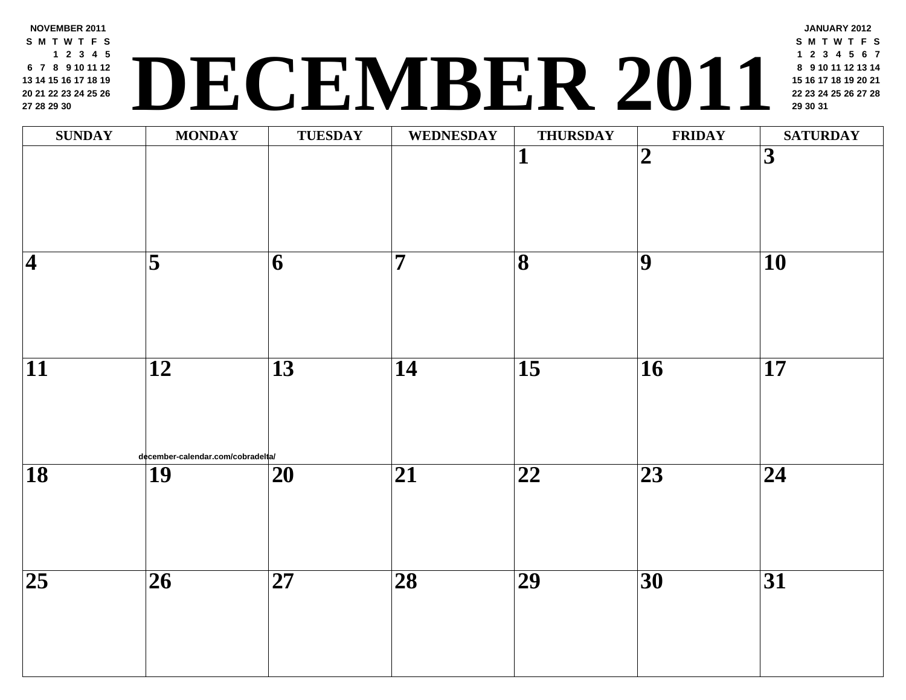NOVEMBER 2011

| S | M | T | W | T | F | S |
|---|---|---|---|---|---|---|
| | | 1 | 2 | 3 | 4 | 5 |
| 6 | 7 | 8 | 9 | 10 | 11 | 12 |
| 13 | 14 | 15 | 16 | 17 | 18 | 19 |
| 20 | 21 | 22 | 23 | 24 | 25 | 26 |
| 27 | 28 | 29 | 30 | | | |

# DECEMBER 2011

JANUARY 2012

| S | M | T | W | T | F | S |
|---|---|---|---|---|---|---|
| 1 | 2 | 3 | 4 | 5 | 6 | 7 |
| 8 | 9 | 10 | 11 | 12 | 13 | 14 |
| 15 | 16 | 17 | 18 | 19 | 20 | 21 |
| 22 | 23 | 24 | 25 | 26 | 27 | 28 |
| 29 | 30 | 31 | | | | |

| SUNDAY | MONDAY | TUESDAY | WEDNESDAY | THURSDAY | FRIDAY | SATURDAY |
|---|---|---|---|---|---|---|
| | | | | 1 | 2 | 3 |
| 4 | 5 | 6 | 7 | 8 | 9 | 10 |
| 11 | 12 | 13 | 14 | 15 | 16 | 17 |
| 18 | 19 | 20 | 21 | 22 | 23 | 24 |
| 25 | 26 | 27 | 28 | 29 | 30 | 31 |

december-calendar.com/cobradelta/